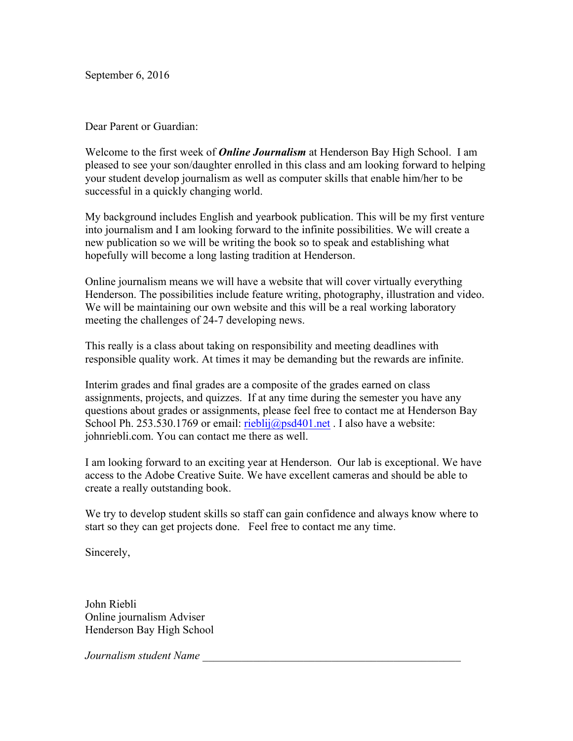September 6, 2016

Dear Parent or Guardian:

Welcome to the first week of ***Online Journalism*** at Henderson Bay High School. I am pleased to see your son/daughter enrolled in this class and am looking forward to helping your student develop journalism as well as computer skills that enable him/her to be successful in a quickly changing world.

My background includes English and yearbook publication. This will be my first venture into journalism and I am looking forward to the infinite possibilities. We will create a new publication so we will be writing the book so to speak and establishing what hopefully will become a long lasting tradition at Henderson.

Online journalism means we will have a website that will cover virtually everything Henderson. The possibilities include feature writing, photography, illustration and video. We will be maintaining our own website and this will be a real working laboratory meeting the challenges of 24-7 developing news.

This really is a class about taking on responsibility and meeting deadlines with responsible quality work. At times it may be demanding but the rewards are infinite.

Interim grades and final grades are a composite of the grades earned on class assignments, projects, and quizzes. If at any time during the semester you have any questions about grades or assignments, please feel free to contact me at Henderson Bay School Ph. 253.530.1769 or email: rieblij@psd401.net . I also have a website: johnriebli.com. You can contact me there as well.

I am looking forward to an exciting year at Henderson. Our lab is exceptional. We have access to the Adobe Creative Suite. We have excellent cameras and should be able to create a really outstanding book.

We try to develop student skills so staff can gain confidence and always know where to start so they can get projects done. Feel free to contact me any time.

Sincerely,

John Riebli
Online journalism Adviser
Henderson Bay High School

*Journalism student Name* ______________________________________________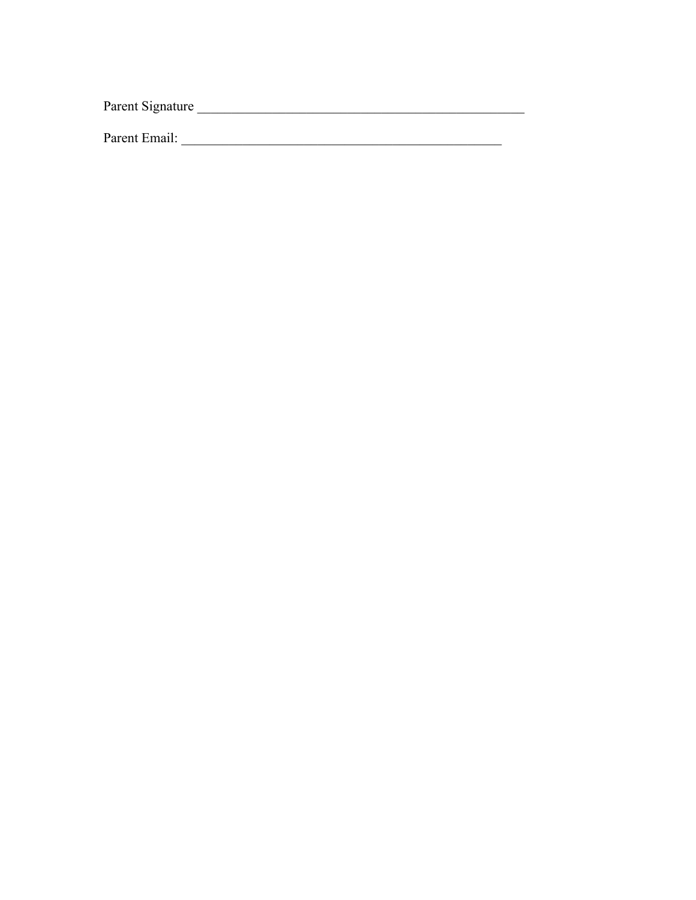Parent Signature ___________________________________________________

Parent Email: _________________________________________________